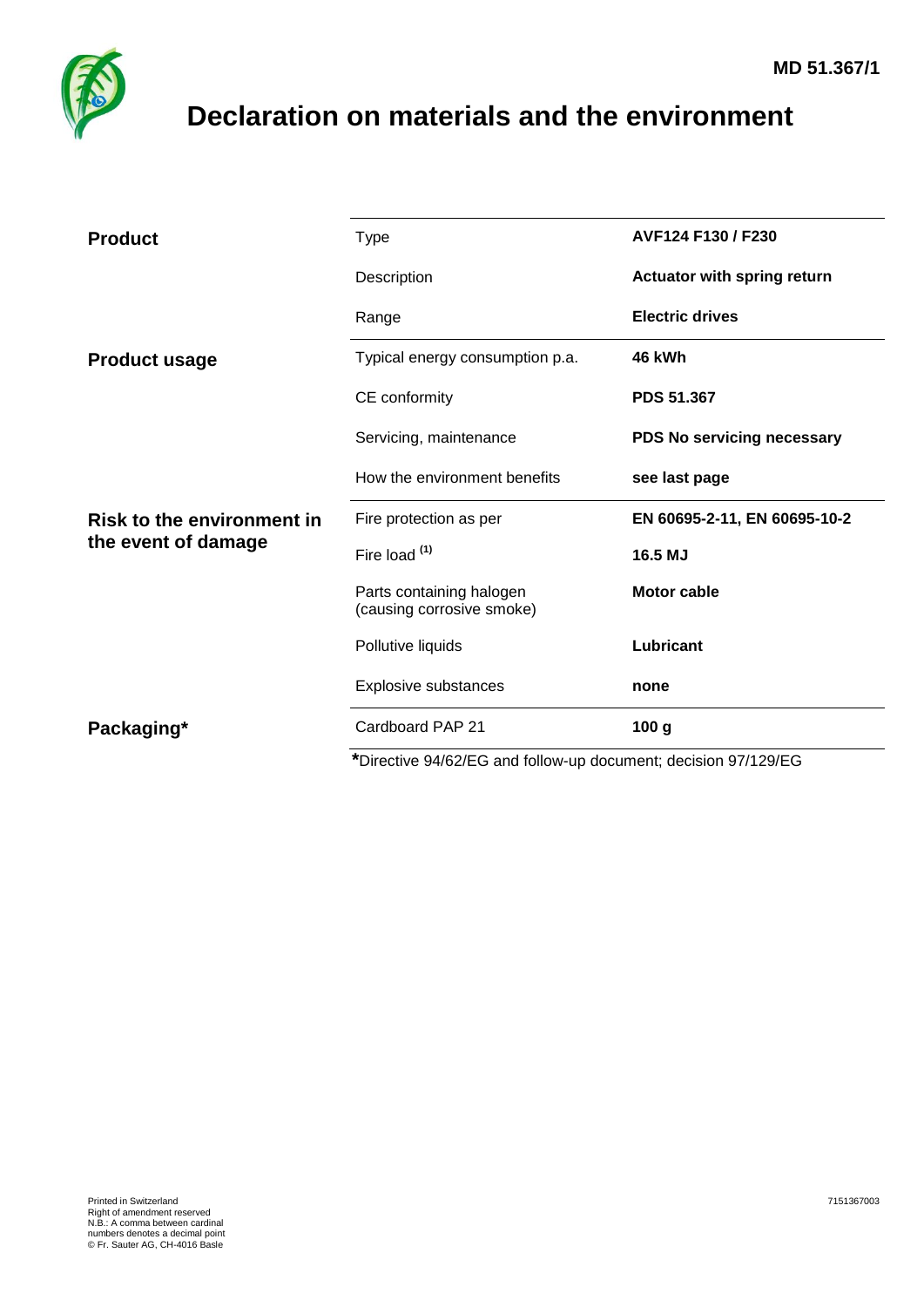MD 51.367/1

# Declaration on materials and the environment

| | | |
|---|---|---|
| **Product** | Type | **AVF124 F130 / F230** |
| | Description | **Actuator with spring return** |
| | Range | **Electric drives** |
| **Product usage** | Typical energy consumption p.a. | **46 kWh** |
| | CE conformity | **PDS 51.367** |
| | Servicing, maintenance | **PDS No servicing necessary** |
| | How the environment benefits | **see last page** |
| **Risk to the environment in the event of damage** | Fire protection as per | **EN 60695-2-11, EN 60695-10-2** |
| | Fire load [(1)] | **16.5 MJ** |
| | Parts containing halogen (causing corrosive smoke) | **Motor cable** |
| | Pollutive liquids | **Lubricant** |
| | Explosive substances | **none** |
| **Packaging*** | Cardboard PAP 21 | **100 g** |

***Directive 94/62/EG and follow-up document; decision 97/129/EG

Printed in Switzerland
Right of amendment reserved
N.B.: A comma between cardinal numbers denotes a decimal point
© Fr. Sauter AG, CH-4016 Basle

7151367003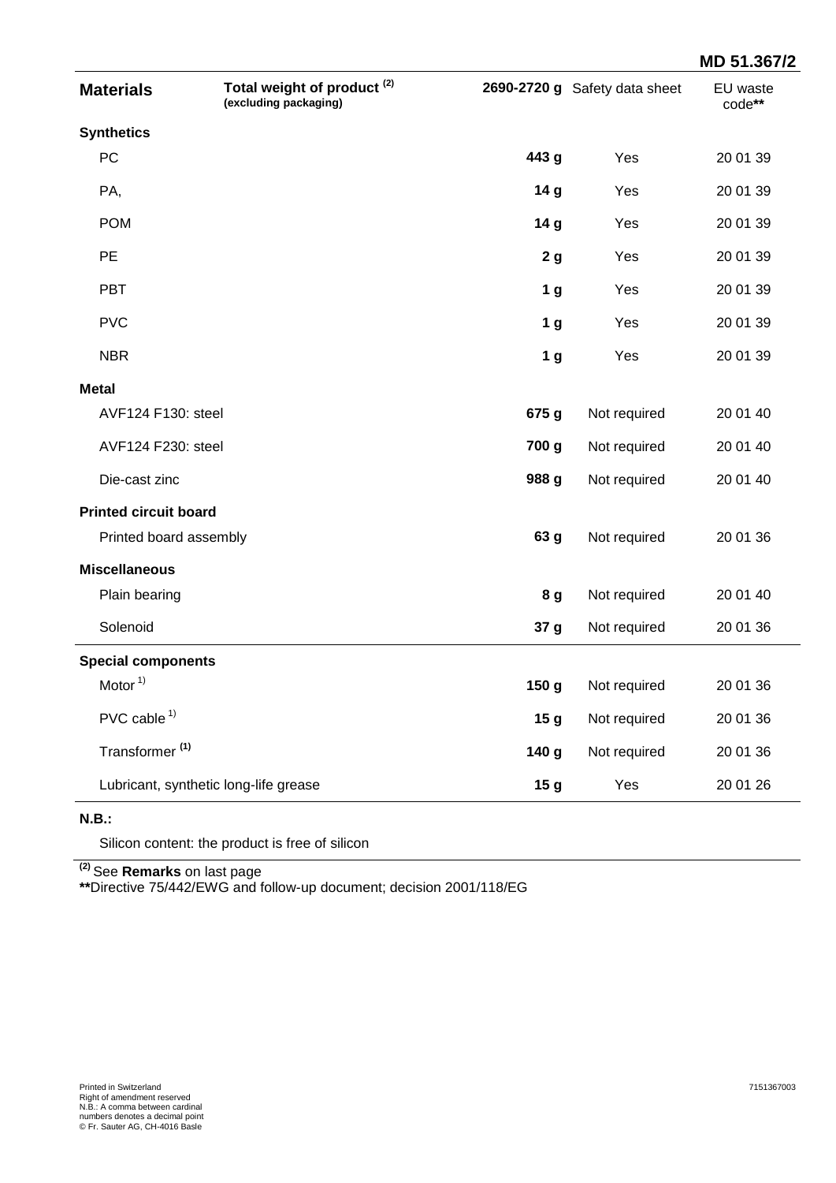MD 51.367/2

| **Materials** | **Total weight of product (2)** **(excluding packaging)** | **2690-2720 g** | Safety data sheet | EU waste code** |
|---|---|---|---|---|
| **Synthetics** | | | | |
| PC | | **443 g** | Yes | 20 01 39 |
| PA, | | **14 g** | Yes | 20 01 39 |
| POM | | **14 g** | Yes | 20 01 39 |
| PE | | **2 g** | Yes | 20 01 39 |
| PBT | | **1 g** | Yes | 20 01 39 |
| PVC | | **1 g** | Yes | 20 01 39 |
| NBR | | **1 g** | Yes | 20 01 39 |
| **Metal** | | | | |
| AVF124 F130: steel | | **675 g** | Not required | 20 01 40 |
| AVF124 F230: steel | | **700 g** | Not required | 20 01 40 |
| Die-cast zinc | | **988 g** | Not required | 20 01 40 |
| **Printed circuit board** | | | | |
| Printed board assembly | | **63 g** | Not required | 20 01 36 |
| **Miscellaneous** | | | | |
| Plain bearing | | **8 g** | Not required | 20 01 40 |
| Solenoid | | **37 g** | Not required | 20 01 36 |
| **Special components** | | | | |
| Motor 1) | | **150 g** | Not required | 20 01 36 |
| PVC cable 1) | | **15 g** | Not required | 20 01 36 |
| Transformer (1) | | **140 g** | Not required | 20 01 36 |
| Lubricant, synthetic long-life grease | | **15 g** | Yes | 20 01 26 |

**N.B.:**

Silicon content: the product is free of silicon

(2) See **Remarks** on last page

**Directive 75/442/EWG and follow-up document; decision 2001/118/EG

Printed in Switzerland
Right of amendment reserved
N.B.: A comma between cardinal numbers denotes a decimal point
© Fr. Sauter AG, CH-4016 Basle

7151367003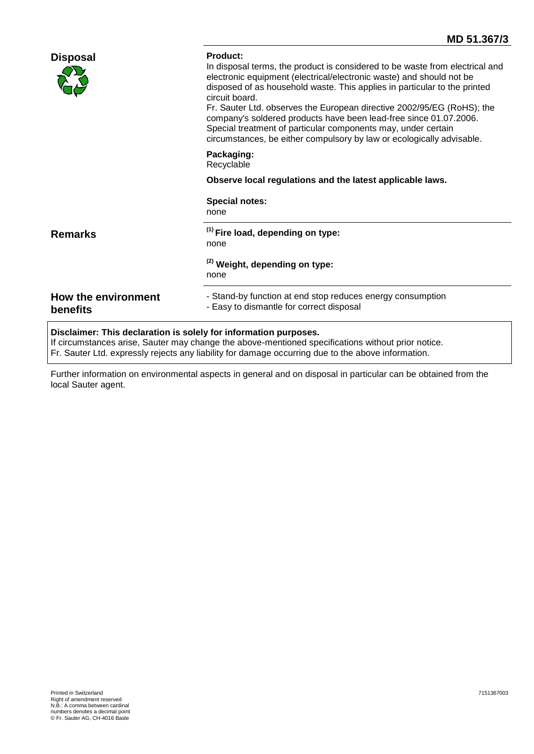## Disposal

**Product:**
In disposal terms, the product is considered to be waste from electrical and electronic equipment (electrical/electronic waste) and should not be disposed of as household waste. This applies in particular to the printed circuit board.
Fr. Sauter Ltd. observes the European directive 2002/95/EG (RoHS); the company's soldered products have been lead-free since 01.07.2006. Special treatment of particular components may, under certain circumstances, be either compulsory by law or ecologically advisable.

**Packaging:**
Recyclable

**Observe local regulations and the latest applicable laws.**

**Special notes:**
none

## Remarks

**(1) Fire load, depending on type:**
none

**(2) Weight, depending on type:**
none

## How the environment benefits

- Stand-by function at end stop reduces energy consumption
- Easy to dismantle for correct disposal

**Disclaimer: This declaration is solely for information purposes.**
If circumstances arise, Sauter may change the above-mentioned specifications without prior notice.
Fr. Sauter Ltd. expressly rejects any liability for damage occurring due to the above information.

Further information on environmental aspects in general and on disposal in particular can be obtained from the local Sauter agent.

Printed in Switzerland
Right of amendment reserved
N.B.: A comma between cardinal numbers denotes a decimal point
© Fr. Sauter AG, CH-4016 Basle

7151367003